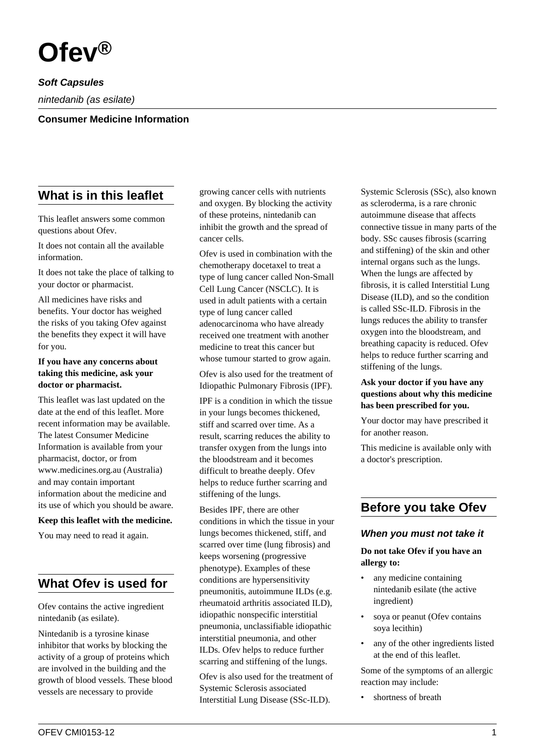# Ofev®

***Soft Capsules***

*nintedanib (as esilate)*

**Consumer Medicine Information**

## What is in this leaflet

This leaflet answers some common questions about Ofev.

It does not contain all the available information.

It does not take the place of talking to your doctor or pharmacist.

All medicines have risks and benefits. Your doctor has weighed the risks of you taking Ofev against the benefits they expect it will have for you.

**If you have any concerns about taking this medicine, ask your doctor or pharmacist.**

This leaflet was last updated on the date at the end of this leaflet. More recent information may be available. The latest Consumer Medicine Information is available from your pharmacist, doctor, or from www.medicines.org.au (Australia) and may contain important information about the medicine and its use of which you should be aware.

**Keep this leaflet with the medicine.**

You may need to read it again.

## What Ofev is used for

Ofev contains the active ingredient nintedanib (as esilate).

Nintedanib is a tyrosine kinase inhibitor that works by blocking the activity of a group of proteins which are involved in the building and the growth of blood vessels. These blood vessels are necessary to provide growing cancer cells with nutrients and oxygen. By blocking the activity of these proteins, nintedanib can inhibit the growth and the spread of cancer cells.

Ofev is used in combination with the chemotherapy docetaxel to treat a type of lung cancer called Non-Small Cell Lung Cancer (NSCLC). It is used in adult patients with a certain type of lung cancer called adenocarcinoma who have already received one treatment with another medicine to treat this cancer but whose tumour started to grow again.

Ofev is also used for the treatment of Idiopathic Pulmonary Fibrosis (IPF).

IPF is a condition in which the tissue in your lungs becomes thickened, stiff and scarred over time. As a result, scarring reduces the ability to transfer oxygen from the lungs into the bloodstream and it becomes difficult to breathe deeply. Ofev helps to reduce further scarring and stiffening of the lungs.

Besides IPF, there are other conditions in which the tissue in your lungs becomes thickened, stiff, and scarred over time (lung fibrosis) and keeps worsening (progressive phenotype). Examples of these conditions are hypersensitivity pneumonitis, autoimmune ILDs (e.g. rheumatoid arthritis associated ILD), idiopathic nonspecific interstitial pneumonia, unclassifiable idiopathic interstitial pneumonia, and other ILDs. Ofev helps to reduce further scarring and stiffening of the lungs.

Ofev is also used for the treatment of Systemic Sclerosis associated Interstitial Lung Disease (SSc-ILD).

Systemic Sclerosis (SSc), also known as scleroderma, is a rare chronic autoimmune disease that affects connective tissue in many parts of the body. SSc causes fibrosis (scarring and stiffening) of the skin and other internal organs such as the lungs. When the lungs are affected by fibrosis, it is called Interstitial Lung Disease (ILD), and so the condition is called SSc-ILD. Fibrosis in the lungs reduces the ability to transfer oxygen into the bloodstream, and breathing capacity is reduced. Ofev helps to reduce further scarring and stiffening of the lungs.

**Ask your doctor if you have any questions about why this medicine has been prescribed for you.**

Your doctor may have prescribed it for another reason.

This medicine is available only with a doctor's prescription.

## Before you take Ofev

### *When you must not take it*

**Do not take Ofev if you have an allergy to:**

- any medicine containing nintedanib esilate (the active ingredient)
- soya or peanut (Ofev contains soya lecithin)
- any of the other ingredients listed at the end of this leaflet.

Some of the symptoms of an allergic reaction may include:

- shortness of breath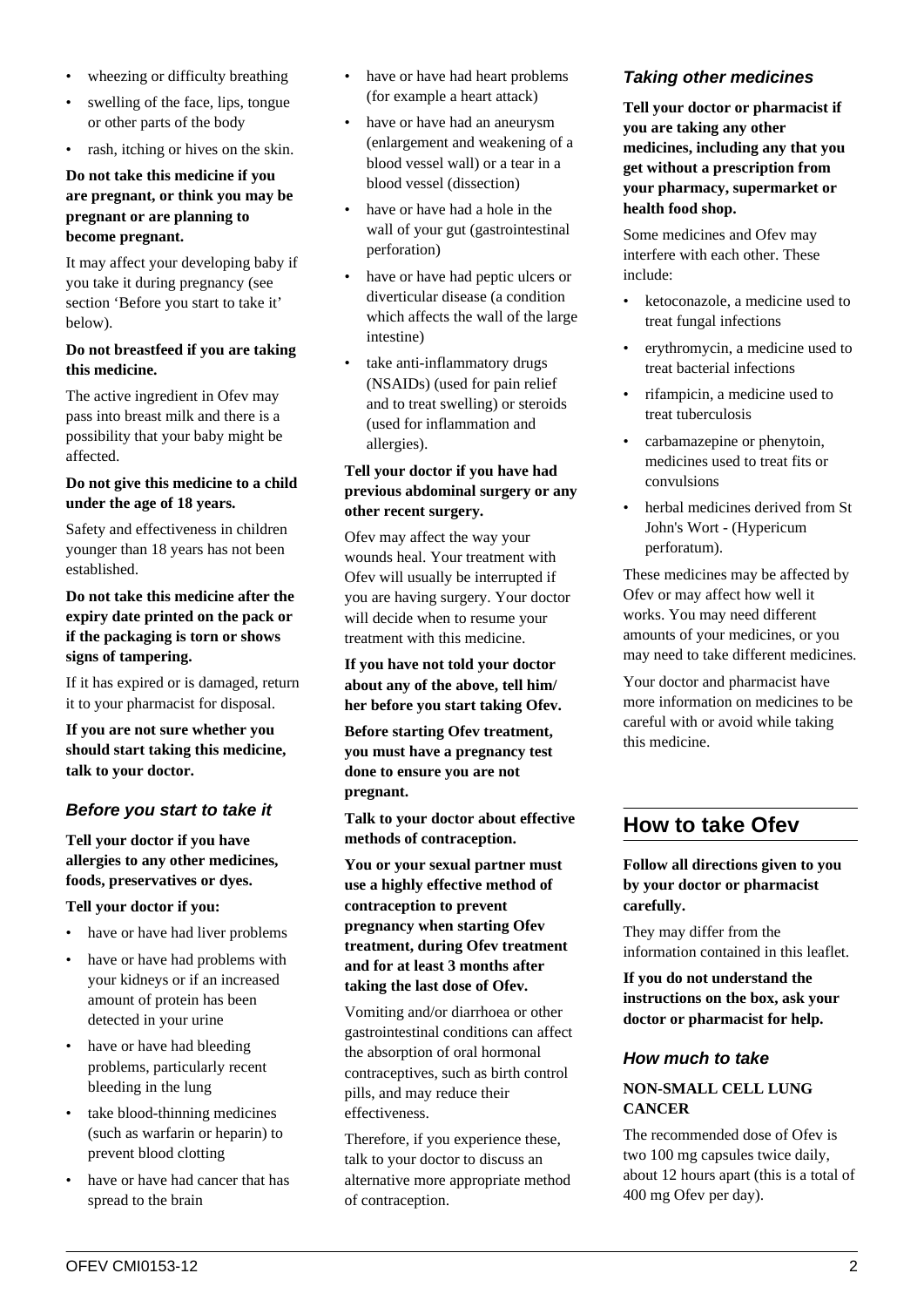- wheezing or difficulty breathing
- swelling of the face, lips, tongue or other parts of the body
- rash, itching or hives on the skin.

**Do not take this medicine if you are pregnant, or think you may be pregnant or are planning to become pregnant.**

It may affect your developing baby if you take it during pregnancy (see section 'Before you start to take it' below).

**Do not breastfeed if you are taking this medicine.**

The active ingredient in Ofev may pass into breast milk and there is a possibility that your baby might be affected.

**Do not give this medicine to a child under the age of 18 years.**

Safety and effectiveness in children younger than 18 years has not been established.

**Do not take this medicine after the expiry date printed on the pack or if the packaging is torn or shows signs of tampering.**

If it has expired or is damaged, return it to your pharmacist for disposal.

**If you are not sure whether you should start taking this medicine, talk to your doctor.**

### *Before you start to take it*

**Tell your doctor if you have allergies to any other medicines, foods, preservatives or dyes.**

**Tell your doctor if you:**

- have or have had liver problems
- have or have had problems with your kidneys or if an increased amount of protein has been detected in your urine
- have or have had bleeding problems, particularly recent bleeding in the lung
- take blood-thinning medicines (such as warfarin or heparin) to prevent blood clotting
- have or have had cancer that has spread to the brain
- have or have had heart problems (for example a heart attack)
- have or have had an aneurysm (enlargement and weakening of a blood vessel wall) or a tear in a blood vessel (dissection)
- have or have had a hole in the wall of your gut (gastrointestinal perforation)
- have or have had peptic ulcers or diverticular disease (a condition which affects the wall of the large intestine)
- take anti-inflammatory drugs (NSAIDs) (used for pain relief and to treat swelling) or steroids (used for inflammation and allergies).

**Tell your doctor if you have had previous abdominal surgery or any other recent surgery.**

Ofev may affect the way your wounds heal. Your treatment with Ofev will usually be interrupted if you are having surgery. Your doctor will decide when to resume your treatment with this medicine.

**If you have not told your doctor about any of the above, tell him/her before you start taking Ofev.**

**Before starting Ofev treatment, you must have a pregnancy test done to ensure you are not pregnant.**

**Talk to your doctor about effective methods of contraception.**

**You or your sexual partner must use a highly effective method of contraception to prevent pregnancy when starting Ofev treatment, during Ofev treatment and for at least 3 months after taking the last dose of Ofev.**

Vomiting and/or diarrhoea or other gastrointestinal conditions can affect the absorption of oral hormonal contraceptives, such as birth control pills, and may reduce their effectiveness.

Therefore, if you experience these, talk to your doctor to discuss an alternative more appropriate method of contraception.

### *Taking other medicines*

**Tell your doctor or pharmacist if you are taking any other medicines, including any that you get without a prescription from your pharmacy, supermarket or health food shop.**

Some medicines and Ofev may interfere with each other. These include:

- ketoconazole, a medicine used to treat fungal infections
- erythromycin, a medicine used to treat bacterial infections
- rifampicin, a medicine used to treat tuberculosis
- carbamazepine or phenytoin, medicines used to treat fits or convulsions
- herbal medicines derived from St John's Wort - (Hypericum perforatum).

These medicines may be affected by Ofev or may affect how well it works. You may need different amounts of your medicines, or you may need to take different medicines.

Your doctor and pharmacist have more information on medicines to be careful with or avoid while taking this medicine.

## How to take Ofev

**Follow all directions given to you by your doctor or pharmacist carefully.**

They may differ from the information contained in this leaflet.

**If you do not understand the instructions on the box, ask your doctor or pharmacist for help.**

### *How much to take*

**NON-SMALL CELL LUNG CANCER**

The recommended dose of Ofev is two 100 mg capsules twice daily, about 12 hours apart (this is a total of 400 mg Ofev per day).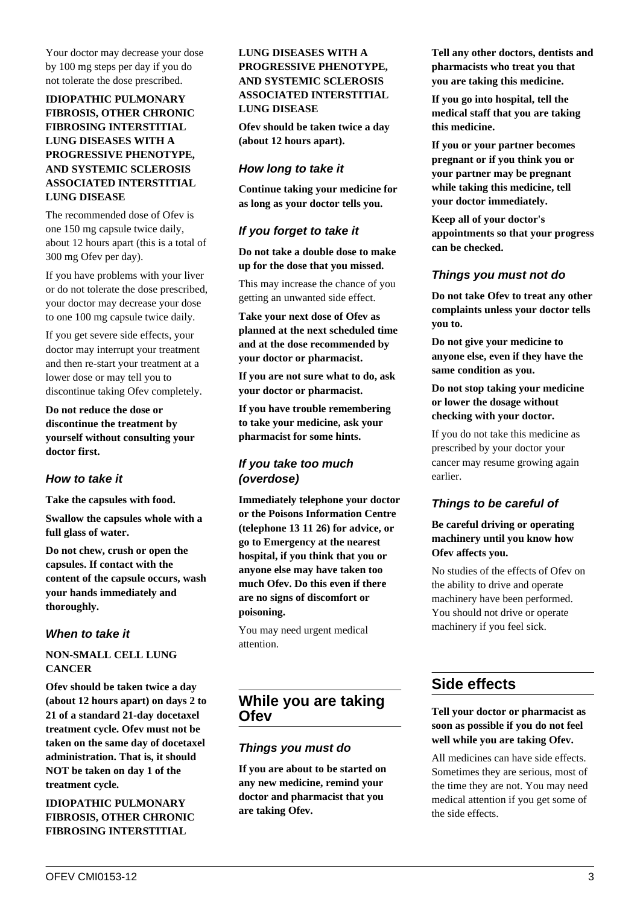Your doctor may decrease your dose by 100 mg steps per day if you do not tolerate the dose prescribed.

**IDIOPATHIC PULMONARY FIBROSIS, OTHER CHRONIC FIBROSING INTERSTITIAL LUNG DISEASES WITH A PROGRESSIVE PHENOTYPE, AND SYSTEMIC SCLEROSIS ASSOCIATED INTERSTITIAL LUNG DISEASE**

The recommended dose of Ofev is one 150 mg capsule twice daily, about 12 hours apart (this is a total of 300 mg Ofev per day).

If you have problems with your liver or do not tolerate the dose prescribed, your doctor may decrease your dose to one 100 mg capsule twice daily.

If you get severe side effects, your doctor may interrupt your treatment and then re-start your treatment at a lower dose or may tell you to discontinue taking Ofev completely.

**Do not reduce the dose or discontinue the treatment by yourself without consulting your doctor first.**

### How to take it

**Take the capsules with food.**

**Swallow the capsules whole with a full glass of water.**

**Do not chew, crush or open the capsules. If contact with the content of the capsule occurs, wash your hands immediately and thoroughly.**

### When to take it

**NON-SMALL CELL LUNG CANCER**

**Ofev should be taken twice a day (about 12 hours apart) on days 2 to 21 of a standard 21-day docetaxel treatment cycle. Ofev must not be taken on the same day of docetaxel administration. That is, it should NOT be taken on day 1 of the treatment cycle.**

**IDIOPATHIC PULMONARY FIBROSIS, OTHER CHRONIC FIBROSING INTERSTITIAL LUNG DISEASES WITH A PROGRESSIVE PHENOTYPE, AND SYSTEMIC SCLEROSIS ASSOCIATED INTERSTITIAL LUNG DISEASE**

**Ofev should be taken twice a day (about 12 hours apart).**

### How long to take it

**Continue taking your medicine for as long as your doctor tells you.**

### If you forget to take it

**Do not take a double dose to make up for the dose that you missed.**

This may increase the chance of you getting an unwanted side effect.

**Take your next dose of Ofev as planned at the next scheduled time and at the dose recommended by your doctor or pharmacist.**

**If you are not sure what to do, ask your doctor or pharmacist.**

**If you have trouble remembering to take your medicine, ask your pharmacist for some hints.**

### If you take too much (overdose)

**Immediately telephone your doctor or the Poisons Information Centre (telephone 13 11 26) for advice, or go to Emergency at the nearest hospital, if you think that you or anyone else may have taken too much Ofev. Do this even if there are no signs of discomfort or poisoning.**

You may need urgent medical attention.

## While you are taking Ofev

### Things you must do

**If you are about to be started on any new medicine, remind your doctor and pharmacist that you are taking Ofev.**

**Tell any other doctors, dentists and pharmacists who treat you that you are taking this medicine.**

**If you go into hospital, tell the medical staff that you are taking this medicine.**

**If you or your partner becomes pregnant or if you think you or your partner may be pregnant while taking this medicine, tell your doctor immediately.**

**Keep all of your doctor's appointments so that your progress can be checked.**

### Things you must not do

**Do not take Ofev to treat any other complaints unless your doctor tells you to.**

**Do not give your medicine to anyone else, even if they have the same condition as you.**

**Do not stop taking your medicine or lower the dosage without checking with your doctor.**

If you do not take this medicine as prescribed by your doctor your cancer may resume growing again earlier.

### Things to be careful of

**Be careful driving or operating machinery until you know how Ofev affects you.**

No studies of the effects of Ofev on the ability to drive and operate machinery have been performed. You should not drive or operate machinery if you feel sick.

## Side effects

**Tell your doctor or pharmacist as soon as possible if you do not feel well while you are taking Ofev.**

All medicines can have side effects. Sometimes they are serious, most of the time they are not. You may need medical attention if you get some of the side effects.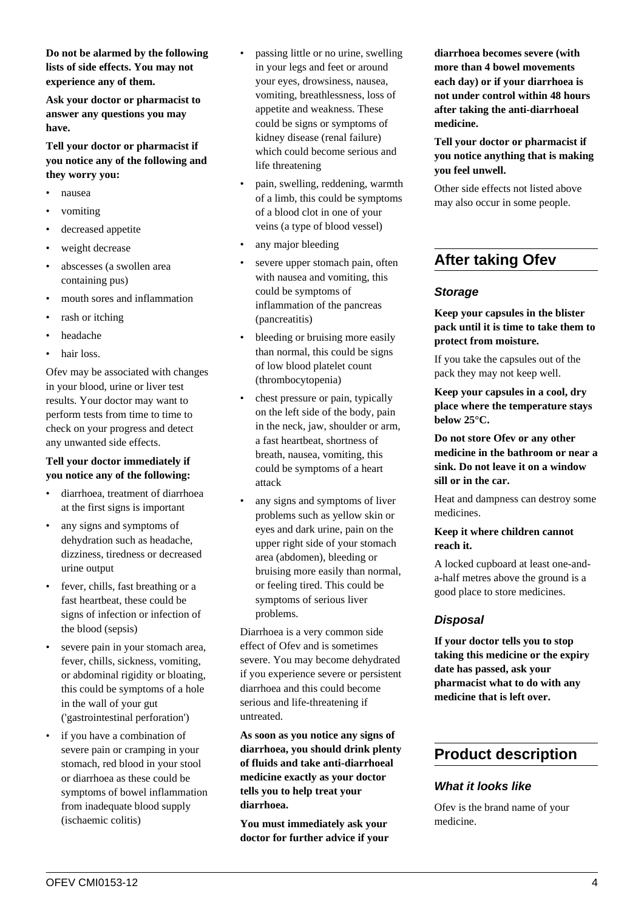**Do not be alarmed by the following lists of side effects. You may not experience any of them.**

**Ask your doctor or pharmacist to answer any questions you may have.**

**Tell your doctor or pharmacist if you notice any of the following and they worry you:**

- nausea
- vomiting
- decreased appetite
- weight decrease
- abscesses (a swollen area containing pus)
- mouth sores and inflammation
- rash or itching
- headache
- hair loss.

Ofev may be associated with changes in your blood, urine or liver test results. Your doctor may want to perform tests from time to time to check on your progress and detect any unwanted side effects.

**Tell your doctor immediately if you notice any of the following:**

- diarrhoea, treatment of diarrhoea at the first signs is important
- any signs and symptoms of dehydration such as headache, dizziness, tiredness or decreased urine output
- fever, chills, fast breathing or a fast heartbeat, these could be signs of infection or infection of the blood (sepsis)
- severe pain in your stomach area, fever, chills, sickness, vomiting, or abdominal rigidity or bloating, this could be symptoms of a hole in the wall of your gut ('gastrointestinal perforation')
- if you have a combination of severe pain or cramping in your stomach, red blood in your stool or diarrhoea as these could be symptoms of bowel inflammation from inadequate blood supply (ischaemic colitis)
- passing little or no urine, swelling in your legs and feet or around your eyes, drowsiness, nausea, vomiting, breathlessness, loss of appetite and weakness. These could be signs or symptoms of kidney disease (renal failure) which could become serious and life threatening
- pain, swelling, reddening, warmth of a limb, this could be symptoms of a blood clot in one of your veins (a type of blood vessel)
- any major bleeding
- severe upper stomach pain, often with nausea and vomiting, this could be symptoms of inflammation of the pancreas (pancreatitis)
- bleeding or bruising more easily than normal, this could be signs of low blood platelet count (thrombocytopenia)
- chest pressure or pain, typically on the left side of the body, pain in the neck, jaw, shoulder or arm, a fast heartbeat, shortness of breath, nausea, vomiting, this could be symptoms of a heart attack
- any signs and symptoms of liver problems such as yellow skin or eyes and dark urine, pain on the upper right side of your stomach area (abdomen), bleeding or bruising more easily than normal, or feeling tired. This could be symptoms of serious liver problems.

Diarrhoea is a very common side effect of Ofev and is sometimes severe. You may become dehydrated if you experience severe or persistent diarrhoea and this could become serious and life-threatening if untreated.

**As soon as you notice any signs of diarrhoea, you should drink plenty of fluids and take anti-diarrhoeal medicine exactly as your doctor tells you to help treat your diarrhoea.**

**You must immediately ask your doctor for further advice if your diarrhoea becomes severe (with more than 4 bowel movements each day) or if your diarrhoea is not under control within 48 hours after taking the anti-diarrhoeal medicine.**

**Tell your doctor or pharmacist if you notice anything that is making you feel unwell.**

Other side effects not listed above may also occur in some people.

## After taking Ofev

### *Storage*

**Keep your capsules in the blister pack until it is time to take them to protect from moisture.**

If you take the capsules out of the pack they may not keep well.

**Keep your capsules in a cool, dry place where the temperature stays below 25°C.**

**Do not store Ofev or any other medicine in the bathroom or near a sink. Do not leave it on a window sill or in the car.**

Heat and dampness can destroy some medicines.

**Keep it where children cannot reach it.**

A locked cupboard at least one-and-a-half metres above the ground is a good place to store medicines.

### *Disposal*

**If your doctor tells you to stop taking this medicine or the expiry date has passed, ask your pharmacist what to do with any medicine that is left over.**

## Product description

### *What it looks like*

Ofev is the brand name of your medicine.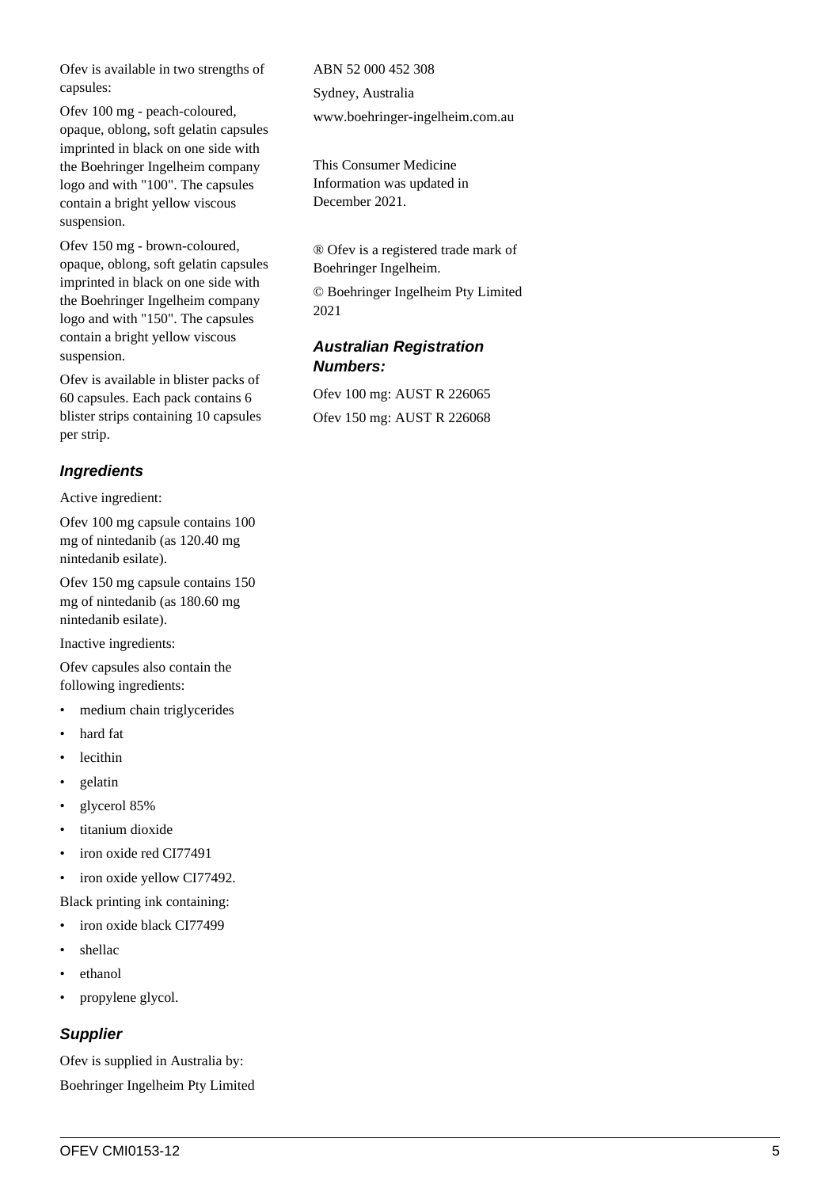Ofev is available in two strengths of capsules:

Ofev 100 mg - peach-coloured, opaque, oblong, soft gelatin capsules imprinted in black on one side with the Boehringer Ingelheim company logo and with "100". The capsules contain a bright yellow viscous suspension.

Ofev 150 mg - brown-coloured, opaque, oblong, soft gelatin capsules imprinted in black on one side with the Boehringer Ingelheim company logo and with "150". The capsules contain a bright yellow viscous suspension.

Ofev is available in blister packs of 60 capsules. Each pack contains 6 blister strips containing 10 capsules per strip.

### *Ingredients*

Active ingredient:

Ofev 100 mg capsule contains 100 mg of nintedanib (as 120.40 mg nintedanib esilate).

Ofev 150 mg capsule contains 150 mg of nintedanib (as 180.60 mg nintedanib esilate).

Inactive ingredients:

Ofev capsules also contain the following ingredients:

- medium chain triglycerides
- hard fat
- lecithin
- gelatin
- glycerol 85%
- titanium dioxide
- iron oxide red CI77491
- iron oxide yellow CI77492.

Black printing ink containing:

- iron oxide black CI77499
- shellac
- ethanol
- propylene glycol.

### *Supplier*

Ofev is supplied in Australia by:

Boehringer Ingelheim Pty Limited

ABN 52 000 452 308

Sydney, Australia

www.boehringer-ingelheim.com.au

This Consumer Medicine Information was updated in December 2021.

® Ofev is a registered trade mark of Boehringer Ingelheim.

© Boehringer Ingelheim Pty Limited 2021

### *Australian Registration Numbers:*

Ofev 100 mg: AUST R 226065

Ofev 150 mg: AUST R 226068